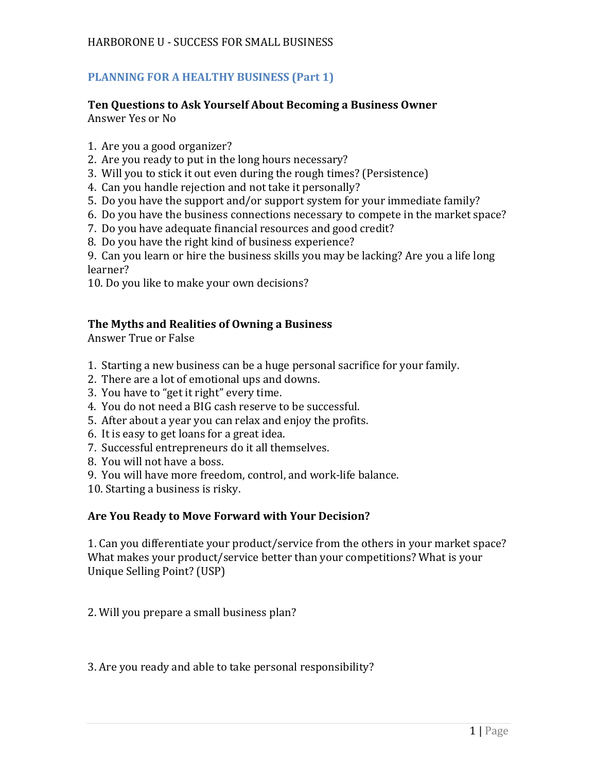HARBORONE U - SUCCESS FOR SMALL BUSINESS

## PLANNING FOR A HEALTHY BUSINESS (Part 1)

### Ten Questions to Ask Yourself About Becoming a Business Owner

Answer Yes or No

1. Are you a good organizer?
2. Are you ready to put in the long hours necessary?
3. Will you to stick it out even during the rough times? (Persistence)
4. Can you handle rejection and not take it personally?
5. Do you have the support and/or support system for your immediate family?
6. Do you have the business connections necessary to compete in the market space?
7. Do you have adequate financial resources and good credit?
8. Do you have the right kind of business experience?
9. Can you learn or hire the business skills you may be lacking? Are you a life long learner?
10. Do you like to make your own decisions?

### The Myths and Realities of Owning a Business

Answer True or False

1. Starting a new business can be a huge personal sacrifice for your family.
2. There are a lot of emotional ups and downs.
3. You have to "get it right" every time.
4. You do not need a BIG cash reserve to be successful.
5. After about a year you can relax and enjoy the profits.
6. It is easy to get loans for a great idea.
7. Successful entrepreneurs do it all themselves.
8. You will not have a boss.
9. You will have more freedom, control, and work-life balance.
10. Starting a business is risky.

### Are You Ready to Move Forward with Your Decision?

1. Can you differentiate your product/service from the others in your market space? What makes your product/service better than your competitions? What is your Unique Selling Point? (USP)

2. Will you prepare a small business plan?

3. Are you ready and able to take personal responsibility?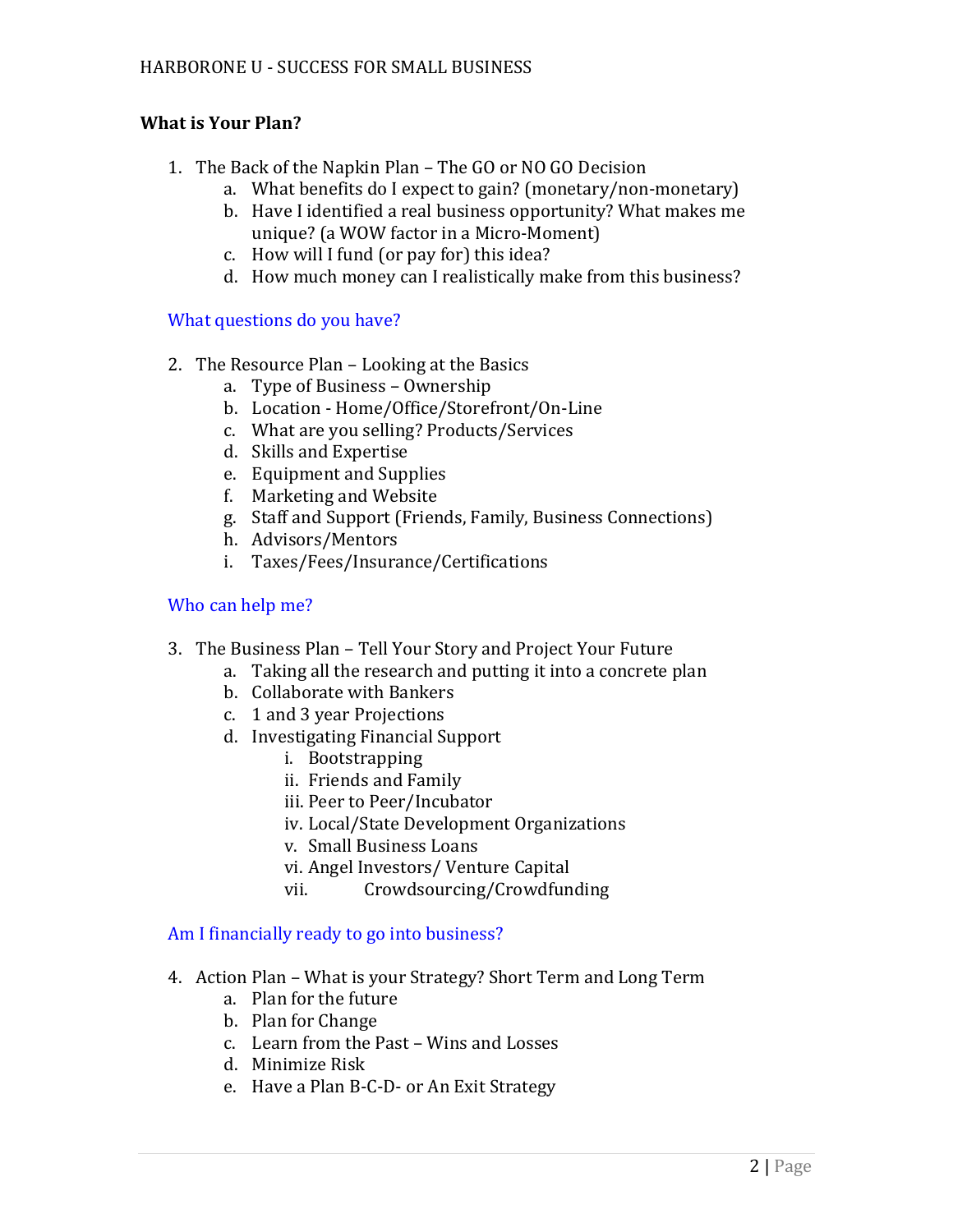**What is Your Plan?**

1. The Back of the Napkin Plan – The GO or NO GO Decision
   a. What benefits do I expect to gain? (monetary/non-monetary)
   b. Have I identified a real business opportunity? What makes me unique? (a WOW factor in a Micro-Moment)
   c. How will I fund (or pay for) this idea?
   d. How much money can I realistically make from this business?

What questions do you have?

2. The Resource Plan – Looking at the Basics
   a. Type of Business – Ownership
   b. Location - Home/Office/Storefront/On-Line
   c. What are you selling? Products/Services
   d. Skills and Expertise
   e. Equipment and Supplies
   f. Marketing and Website
   g. Staff and Support (Friends, Family, Business Connections)
   h. Advisors/Mentors
   i. Taxes/Fees/Insurance/Certifications

Who can help me?

3. The Business Plan – Tell Your Story and Project Your Future
   a. Taking all the research and putting it into a concrete plan
   b. Collaborate with Bankers
   c. 1 and 3 year Projections
   d. Investigating Financial Support
      i. Bootstrapping
      ii. Friends and Family
      iii. Peer to Peer/Incubator
      iv. Local/State Development Organizations
      v. Small Business Loans
      vi. Angel Investors/ Venture Capital
      vii. Crowdsourcing/Crowdfunding

Am I financially ready to go into business?

4. Action Plan – What is your Strategy? Short Term and Long Term
   a. Plan for the future
   b. Plan for Change
   c. Learn from the Past – Wins and Losses
   d. Minimize Risk
   e. Have a Plan B-C-D- or An Exit Strategy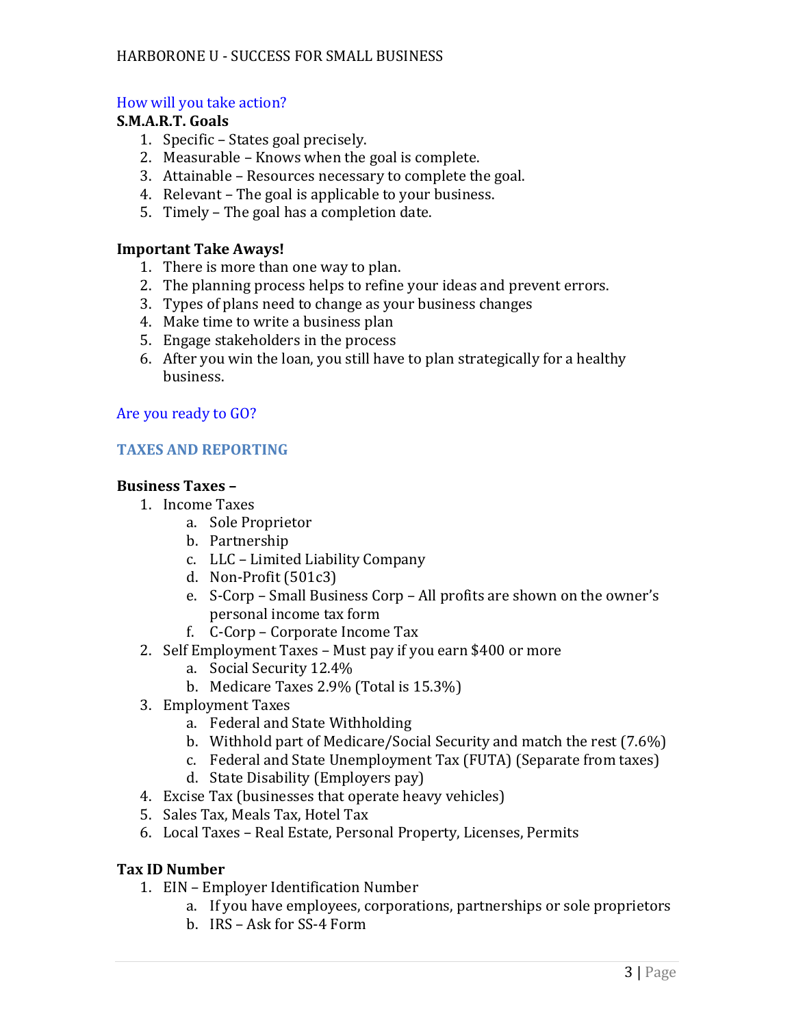### How will you take action?

**S.M.A.R.T. Goals**

1. Specific – States goal precisely.
2. Measurable – Knows when the goal is complete.
3. Attainable – Resources necessary to complete the goal.
4. Relevant – The goal is applicable to your business.
5. Timely – The goal has a completion date.

**Important Take Aways!**

1. There is more than one way to plan.
2. The planning process helps to refine your ideas and prevent errors.
3. Types of plans need to change as your business changes
4. Make time to write a business plan
5. Engage stakeholders in the process
6. After you win the loan, you still have to plan strategically for a healthy business.

### Are you ready to GO?

## TAXES AND REPORTING

**Business Taxes –**

1. Income Taxes
    a. Sole Proprietor
    b. Partnership
    c. LLC – Limited Liability Company
    d. Non-Profit (501c3)
    e. S-Corp – Small Business Corp – All profits are shown on the owner's personal income tax form
    f. C-Corp – Corporate Income Tax
2. Self Employment Taxes – Must pay if you earn $400 or more
    a. Social Security 12.4%
    b. Medicare Taxes 2.9% (Total is 15.3%)
3. Employment Taxes
    a. Federal and State Withholding
    b. Withhold part of Medicare/Social Security and match the rest (7.6%)
    c. Federal and State Unemployment Tax (FUTA) (Separate from taxes)
    d. State Disability (Employers pay)
4. Excise Tax (businesses that operate heavy vehicles)
5. Sales Tax, Meals Tax, Hotel Tax
6. Local Taxes – Real Estate, Personal Property, Licenses, Permits

**Tax ID Number**

1. EIN – Employer Identification Number
    a. If you have employees, corporations, partnerships or sole proprietors
    b. IRS – Ask for SS-4 Form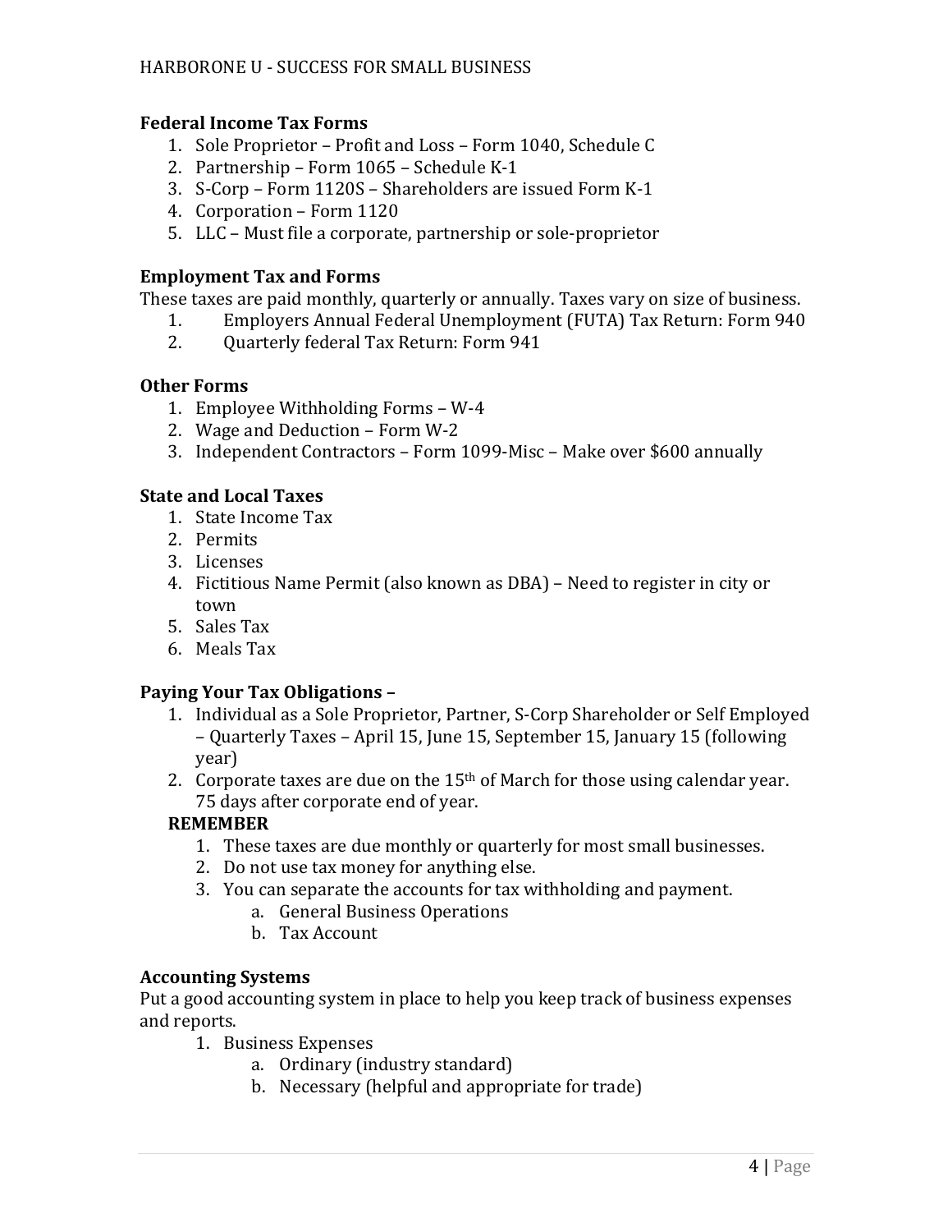### Federal Income Tax Forms

1. Sole Proprietor – Profit and Loss – Form 1040, Schedule C
2. Partnership – Form 1065 – Schedule K-1
3. S-Corp – Form 1120S – Shareholders are issued Form K-1
4. Corporation – Form 1120
5. LLC – Must file a corporate, partnership or sole-proprietor

### Employment Tax and Forms

These taxes are paid monthly, quarterly or annually. Taxes vary on size of business.

1. Employers Annual Federal Unemployment (FUTA) Tax Return: Form 940
2. Quarterly federal Tax Return: Form 941

### Other Forms

1. Employee Withholding Forms – W-4
2. Wage and Deduction – Form W-2
3. Independent Contractors – Form 1099-Misc – Make over $600 annually

### State and Local Taxes

1. State Income Tax
2. Permits
3. Licenses
4. Fictitious Name Permit (also known as DBA) – Need to register in city or town
5. Sales Tax
6. Meals Tax

### Paying Your Tax Obligations –

1. Individual as a Sole Proprietor, Partner, S-Corp Shareholder or Self Employed – Quarterly Taxes – April 15, June 15, September 15, January 15 (following year)
2. Corporate taxes are due on the 15th of March for those using calendar year. 75 days after corporate end of year.

**REMEMBER**

1. These taxes are due monthly or quarterly for most small businesses.
2. Do not use tax money for anything else.
3. You can separate the accounts for tax withholding and payment.
    a. General Business Operations
    b. Tax Account

### Accounting Systems

Put a good accounting system in place to help you keep track of business expenses and reports.

1. Business Expenses
    a. Ordinary (industry standard)
    b. Necessary (helpful and appropriate for trade)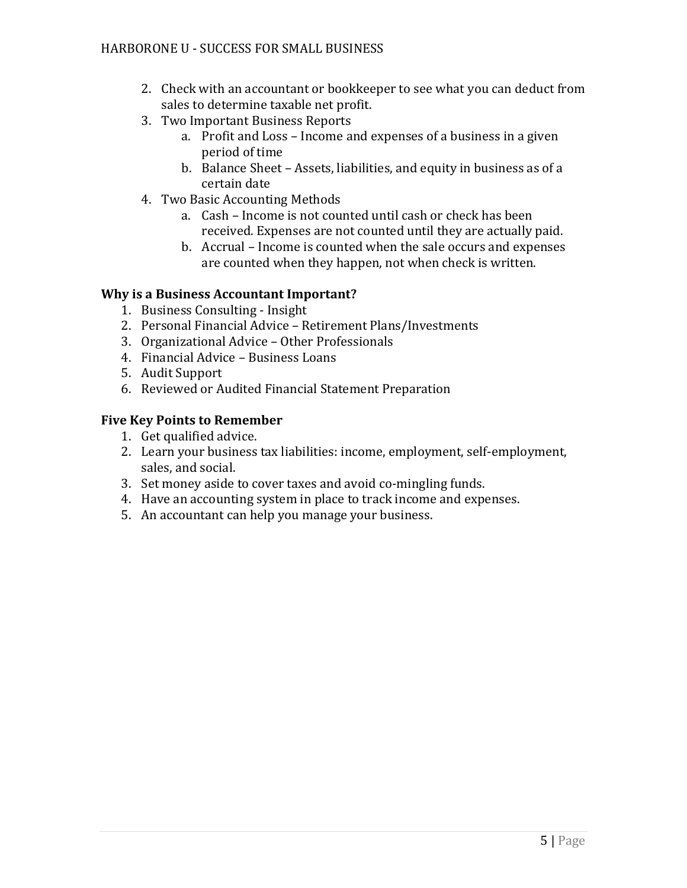2. Check with an accountant or bookkeeper to see what you can deduct from sales to determine taxable net profit.
3. Two Important Business Reports
   a. Profit and Loss – Income and expenses of a business in a given period of time
   b. Balance Sheet – Assets, liabilities, and equity in business as of a certain date
4. Two Basic Accounting Methods
   a. Cash – Income is not counted until cash or check has been received. Expenses are not counted until they are actually paid.
   b. Accrual – Income is counted when the sale occurs and expenses are counted when they happen, not when check is written.

**Why is a Business Accountant Important?**

1. Business Consulting - Insight
2. Personal Financial Advice – Retirement Plans/Investments
3. Organizational Advice – Other Professionals
4. Financial Advice – Business Loans
5. Audit Support
6. Reviewed or Audited Financial Statement Preparation

**Five Key Points to Remember**

1. Get qualified advice.
2. Learn your business tax liabilities: income, employment, self-employment, sales, and social.
3. Set money aside to cover taxes and avoid co-mingling funds.
4. Have an accounting system in place to track income and expenses.
5. An accountant can help you manage your business.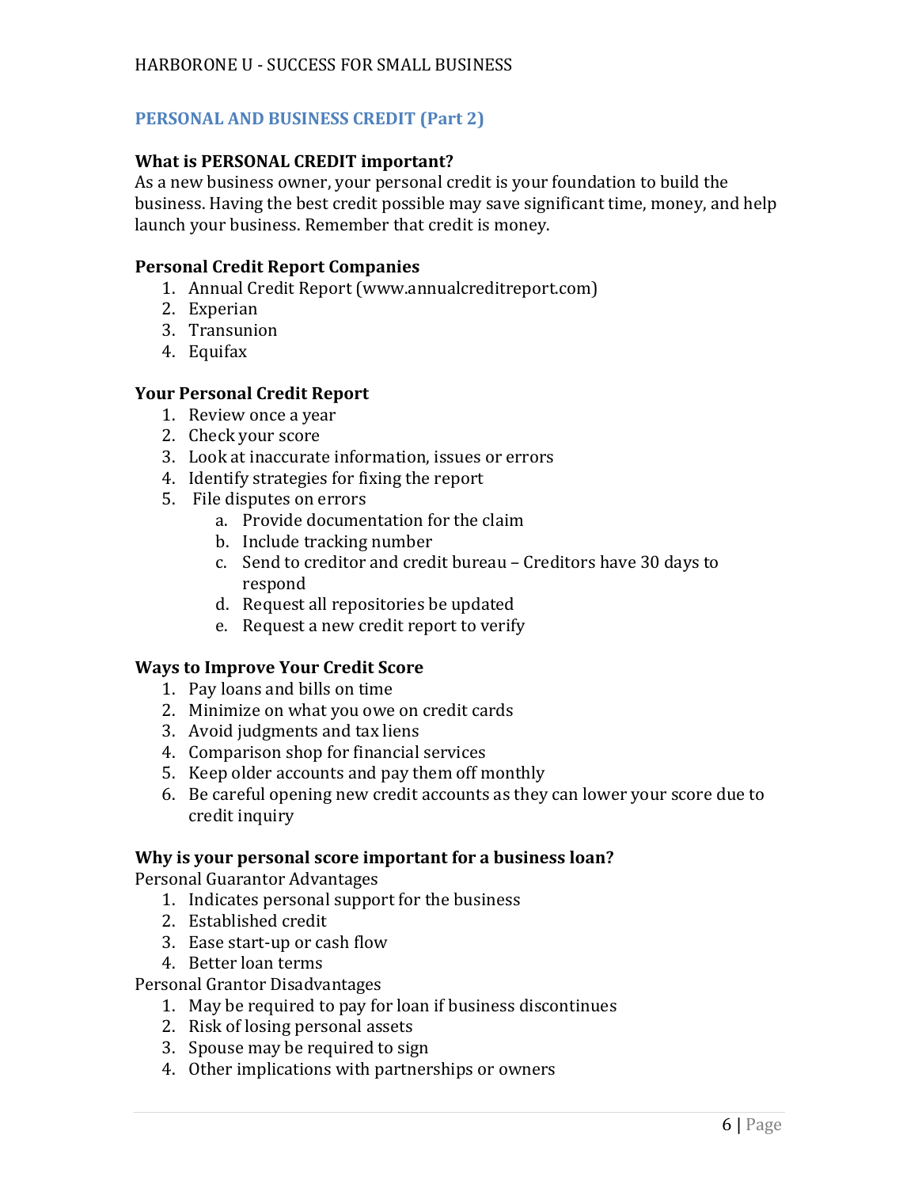## PERSONAL AND BUSINESS CREDIT (Part 2)

**What is PERSONAL CREDIT important?**

As a new business owner, your personal credit is your foundation to build the business. Having the best credit possible may save significant time, money, and help launch your business. Remember that credit is money.

**Personal Credit Report Companies**

1. Annual Credit Report (www.annualcreditreport.com)
2. Experian
3. Transunion
4. Equifax

**Your Personal Credit Report**

1. Review once a year
2. Check your score
3. Look at inaccurate information, issues or errors
4. Identify strategies for fixing the report
5. File disputes on errors
    a. Provide documentation for the claim
    b. Include tracking number
    c. Send to creditor and credit bureau – Creditors have 30 days to respond
    d. Request all repositories be updated
    e. Request a new credit report to verify

**Ways to Improve Your Credit Score**

1. Pay loans and bills on time
2. Minimize on what you owe on credit cards
3. Avoid judgments and tax liens
4. Comparison shop for financial services
5. Keep older accounts and pay them off monthly
6. Be careful opening new credit accounts as they can lower your score due to credit inquiry

**Why is your personal score important for a business loan?**

Personal Guarantor Advantages

1. Indicates personal support for the business
2. Established credit
3. Ease start-up or cash flow
4. Better loan terms

Personal Grantor Disadvantages

1. May be required to pay for loan if business discontinues
2. Risk of losing personal assets
3. Spouse may be required to sign
4. Other implications with partnerships or owners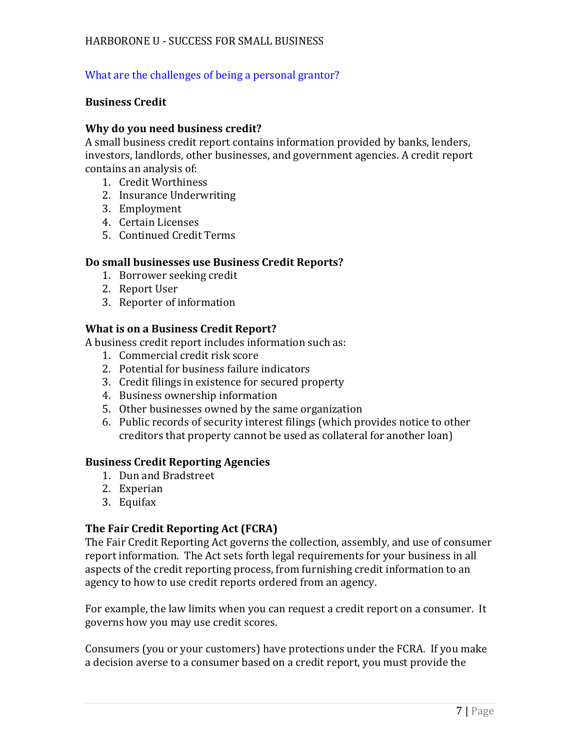What are the challenges of being a personal grantor?

**Business Credit**

**Why do you need business credit?**
A small business credit report contains information provided by banks, lenders, investors, landlords, other businesses, and government agencies. A credit report contains an analysis of:

1. Credit Worthiness
2. Insurance Underwriting
3. Employment
4. Certain Licenses
5. Continued Credit Terms

**Do small businesses use Business Credit Reports?**

1. Borrower seeking credit
2. Report User
3. Reporter of information

**What is on a Business Credit Report?**
A business credit report includes information such as:

1. Commercial credit risk score
2. Potential for business failure indicators
3. Credit filings in existence for secured property
4. Business ownership information
5. Other businesses owned by the same organization
6. Public records of security interest filings (which provides notice to other creditors that property cannot be used as collateral for another loan)

**Business Credit Reporting Agencies**

1. Dun and Bradstreet
2. Experian
3. Equifax

**The Fair Credit Reporting Act (FCRA)**
The Fair Credit Reporting Act governs the collection, assembly, and use of consumer report information. The Act sets forth legal requirements for your business in all aspects of the credit reporting process, from furnishing credit information to an agency to how to use credit reports ordered from an agency.

For example, the law limits when you can request a credit report on a consumer. It governs how you may use credit scores.

Consumers (you or your customers) have protections under the FCRA. If you make a decision averse to a consumer based on a credit report, you must provide the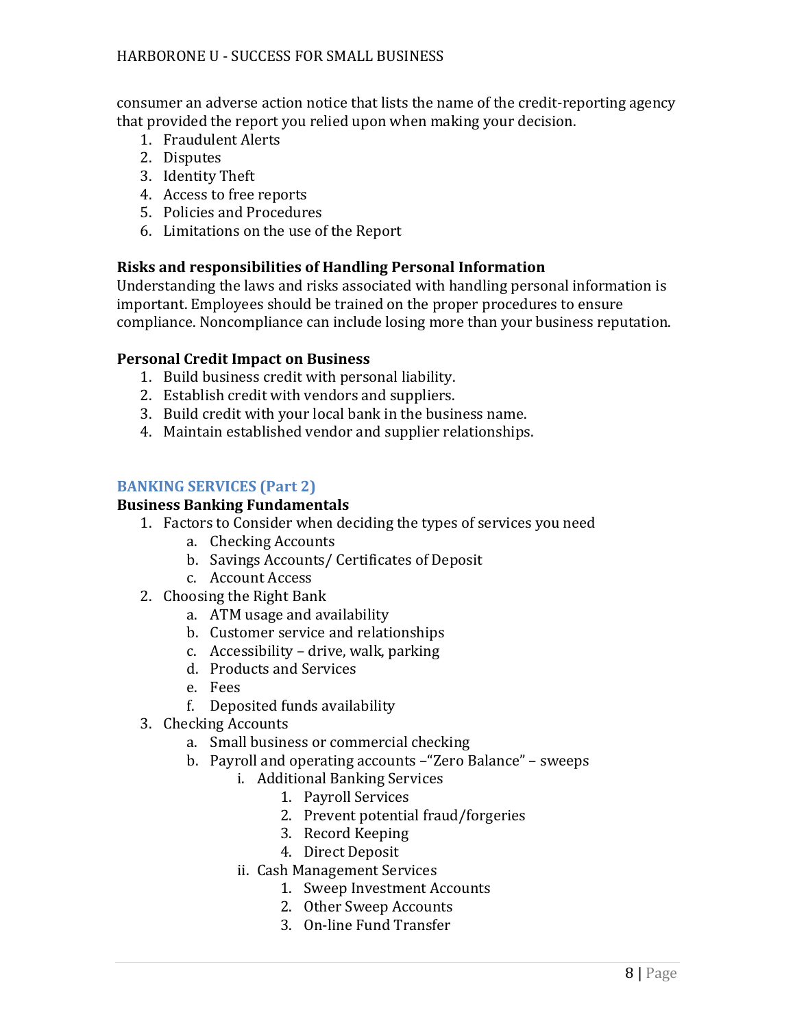consumer an adverse action notice that lists the name of the credit-reporting agency that provided the report you relied upon when making your decision.

1. Fraudulent Alerts
2. Disputes
3. Identity Theft
4. Access to free reports
5. Policies and Procedures
6. Limitations on the use of the Report

**Risks and responsibilities of Handling Personal Information**

Understanding the laws and risks associated with handling personal information is important. Employees should be trained on the proper procedures to ensure compliance. Noncompliance can include losing more than your business reputation.

**Personal Credit Impact on Business**

1. Build business credit with personal liability.
2. Establish credit with vendors and suppliers.
3. Build credit with your local bank in the business name.
4. Maintain established vendor and supplier relationships.

## BANKING SERVICES (Part 2)

**Business Banking Fundamentals**

1. Factors to Consider when deciding the types of services you need
   a. Checking Accounts
   b. Savings Accounts/ Certificates of Deposit
   c. Account Access
2. Choosing the Right Bank
   a. ATM usage and availability
   b. Customer service and relationships
   c. Accessibility – drive, walk, parking
   d. Products and Services
   e. Fees
   f. Deposited funds availability
3. Checking Accounts
   a. Small business or commercial checking
   b. Payroll and operating accounts –"Zero Balance" – sweeps
      i. Additional Banking Services
         1. Payroll Services
         2. Prevent potential fraud/forgeries
         3. Record Keeping
         4. Direct Deposit
      ii. Cash Management Services
         1. Sweep Investment Accounts
         2. Other Sweep Accounts
         3. On-line Fund Transfer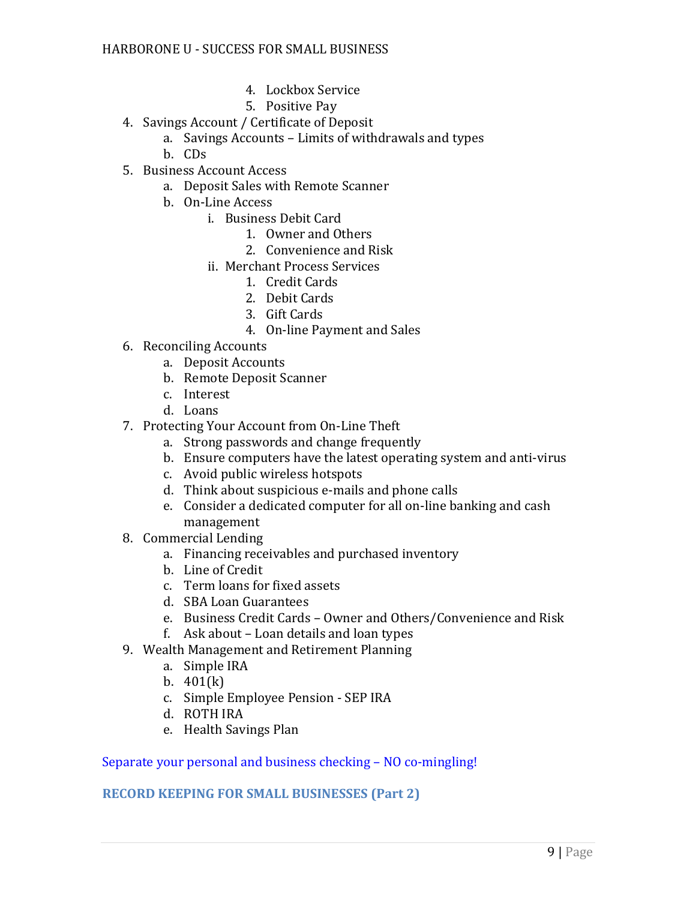4. Lockbox Service
            5. Positive Pay

4. Savings Account / Certificate of Deposit
    a. Savings Accounts – Limits of withdrawals and types
    b. CDs
5. Business Account Access
    a. Deposit Sales with Remote Scanner
    b. On-Line Access
        i. Business Debit Card
            1. Owner and Others
            2. Convenience and Risk
        ii. Merchant Process Services
            1. Credit Cards
            2. Debit Cards
            3. Gift Cards
            4. On-line Payment and Sales
6. Reconciling Accounts
    a. Deposit Accounts
    b. Remote Deposit Scanner
    c. Interest
    d. Loans
7. Protecting Your Account from On-Line Theft
    a. Strong passwords and change frequently
    b. Ensure computers have the latest operating system and anti-virus
    c. Avoid public wireless hotspots
    d. Think about suspicious e-mails and phone calls
    e. Consider a dedicated computer for all on-line banking and cash management
8. Commercial Lending
    a. Financing receivables and purchased inventory
    b. Line of Credit
    c. Term loans for fixed assets
    d. SBA Loan Guarantees
    e. Business Credit Cards – Owner and Others/Convenience and Risk
    f. Ask about – Loan details and loan types
9. Wealth Management and Retirement Planning
    a. Simple IRA
    b. 401(k)
    c. Simple Employee Pension - SEP IRA
    d. ROTH IRA
    e. Health Savings Plan

Separate your personal and business checking – NO co-mingling!

## RECORD KEEPING FOR SMALL BUSINESSES (Part 2)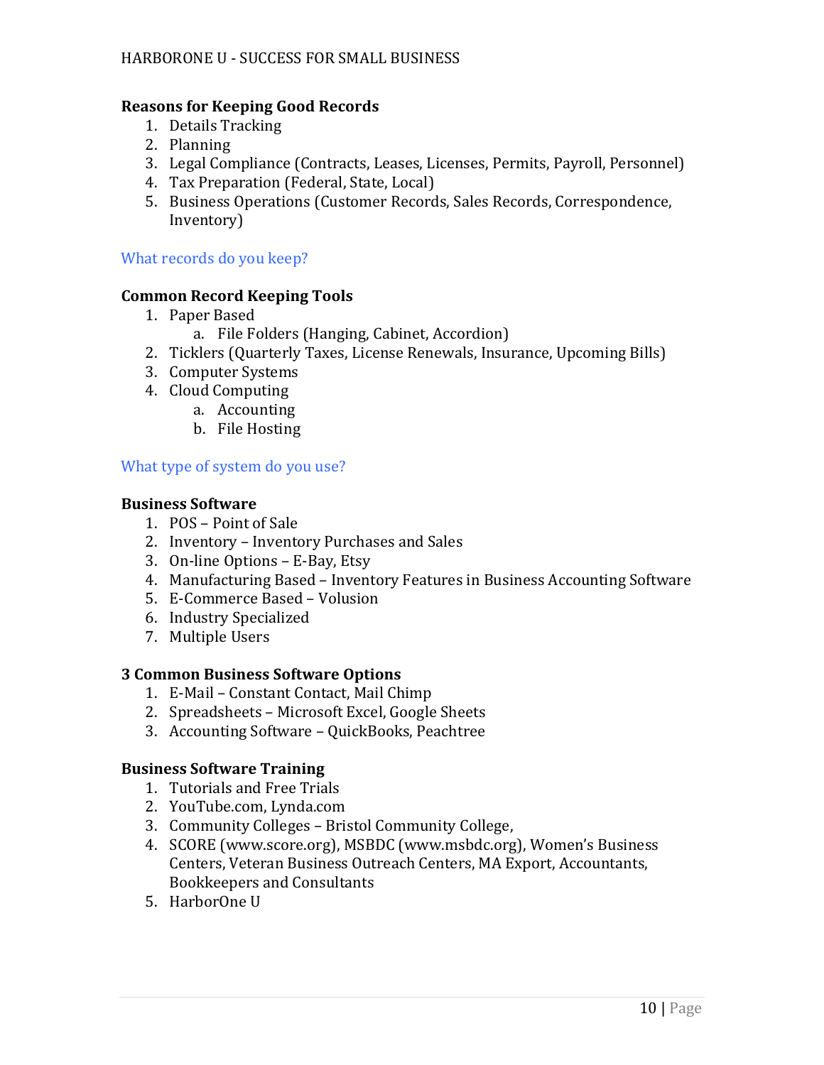**Reasons for Keeping Good Records**

1. Details Tracking
2. Planning
3. Legal Compliance (Contracts, Leases, Licenses, Permits, Payroll, Personnel)
4. Tax Preparation (Federal, State, Local)
5. Business Operations (Customer Records, Sales Records, Correspondence, Inventory)

What records do you keep?

**Common Record Keeping Tools**

1. Paper Based
    a. File Folders (Hanging, Cabinet, Accordion)
2. Ticklers (Quarterly Taxes, License Renewals, Insurance, Upcoming Bills)
3. Computer Systems
4. Cloud Computing
    a. Accounting
    b. File Hosting

What type of system do you use?

**Business Software**

1. POS – Point of Sale
2. Inventory – Inventory Purchases and Sales
3. On-line Options – E-Bay, Etsy
4. Manufacturing Based – Inventory Features in Business Accounting Software
5. E-Commerce Based – Volusion
6. Industry Specialized
7. Multiple Users

**3 Common Business Software Options**

1. E-Mail – Constant Contact, Mail Chimp
2. Spreadsheets – Microsoft Excel, Google Sheets
3. Accounting Software – QuickBooks, Peachtree

**Business Software Training**

1. Tutorials and Free Trials
2. YouTube.com, Lynda.com
3. Community Colleges – Bristol Community College,
4. SCORE (www.score.org), MSBDC (www.msbdc.org), Women's Business Centers, Veteran Business Outreach Centers, MA Export, Accountants, Bookkeepers and Consultants
5. HarborOne U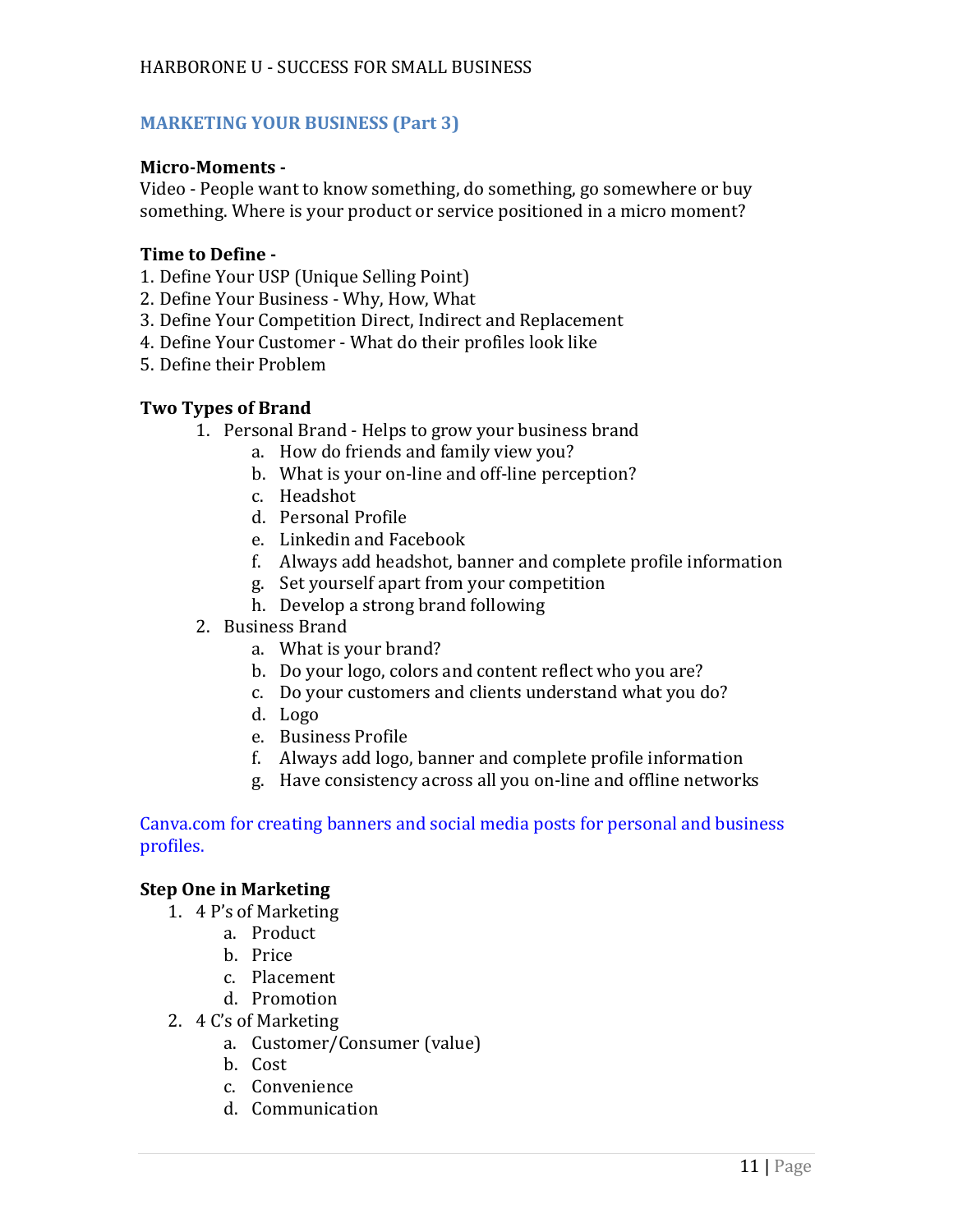## MARKETING YOUR BUSINESS (Part 3)

**Micro-Moments -**
Video - People want to know something, do something, go somewhere or buy something. Where is your product or service positioned in a micro moment?

**Time to Define -**
1. Define Your USP (Unique Selling Point)
2. Define Your Business - Why, How, What
3. Define Your Competition Direct, Indirect and Replacement
4. Define Your Customer - What do their profiles look like
5. Define their Problem

**Two Types of Brand**

1. Personal Brand - Helps to grow your business brand
    a. How do friends and family view you?
    b. What is your on-line and off-line perception?
    c. Headshot
    d. Personal Profile
    e. Linkedin and Facebook
    f. Always add headshot, banner and complete profile information
    g. Set yourself apart from your competition
    h. Develop a strong brand following
2. Business Brand
    a. What is your brand?
    b. Do your logo, colors and content reflect who you are?
    c. Do your customers and clients understand what you do?
    d. Logo
    e. Business Profile
    f. Always add logo, banner and complete profile information
    g. Have consistency across all you on-line and offline networks

Canva.com for creating banners and social media posts for personal and business profiles.

**Step One in Marketing**

1. 4 P's of Marketing
    a. Product
    b. Price
    c. Placement
    d. Promotion
2. 4 C's of Marketing
    a. Customer/Consumer (value)
    b. Cost
    c. Convenience
    d. Communication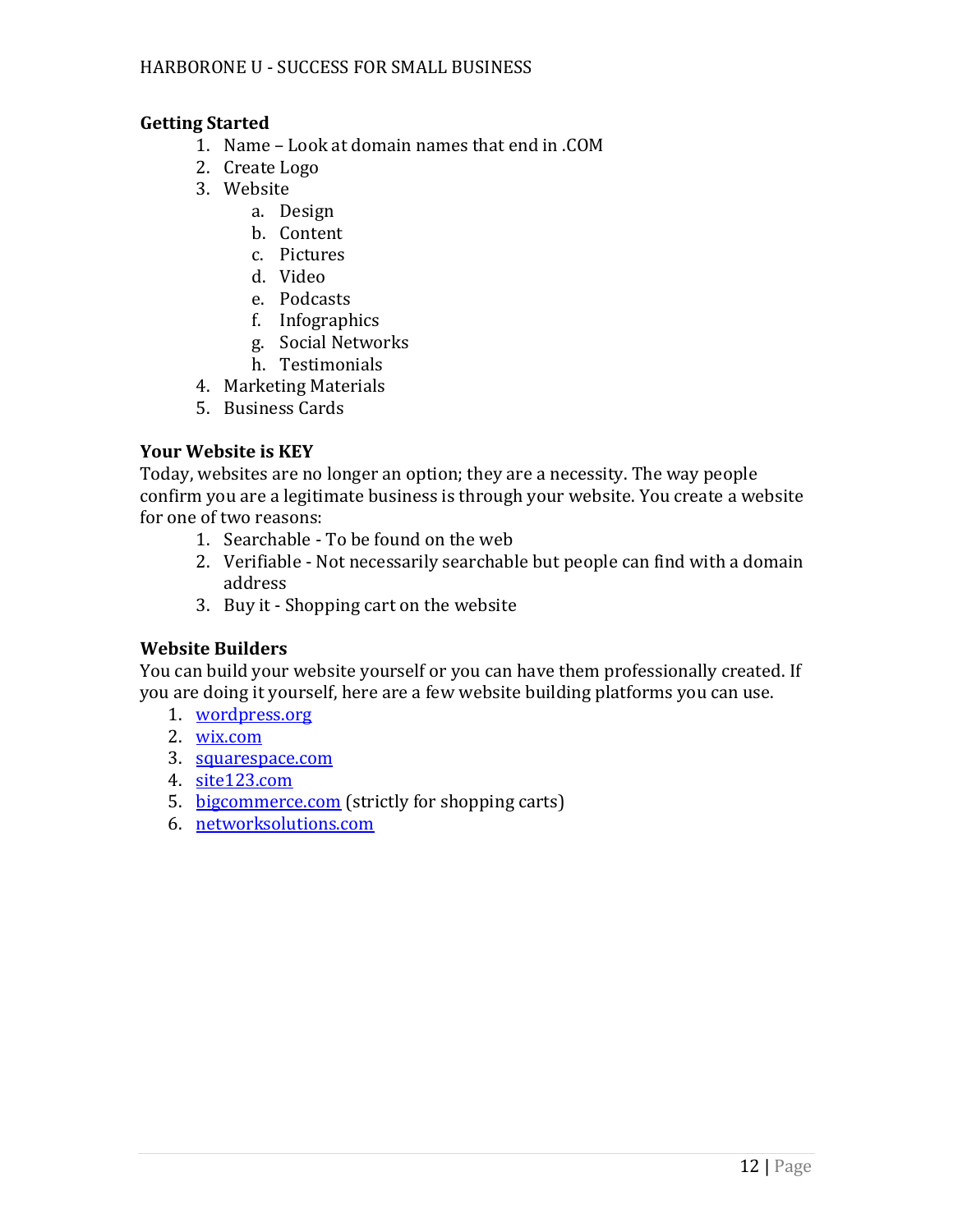**Getting Started**

1. Name – Look at domain names that end in .COM
2. Create Logo
3. Website
    a. Design
    b. Content
    c. Pictures
    d. Video
    e. Podcasts
    f. Infographics
    g. Social Networks
    h. Testimonials
4. Marketing Materials
5. Business Cards

**Your Website is KEY**

Today, websites are no longer an option; they are a necessity. The way people confirm you are a legitimate business is through your website. You create a website for one of two reasons:

1. Searchable - To be found on the web
2. Verifiable - Not necessarily searchable but people can find with a domain address
3. Buy it - Shopping cart on the website

**Website Builders**

You can build your website yourself or you can have them professionally created. If you are doing it yourself, here are a few website building platforms you can use.

1. wordpress.org
2. wix.com
3. squarespace.com
4. site123.com
5. bigcommerce.com (strictly for shopping carts)
6. networksolutions.com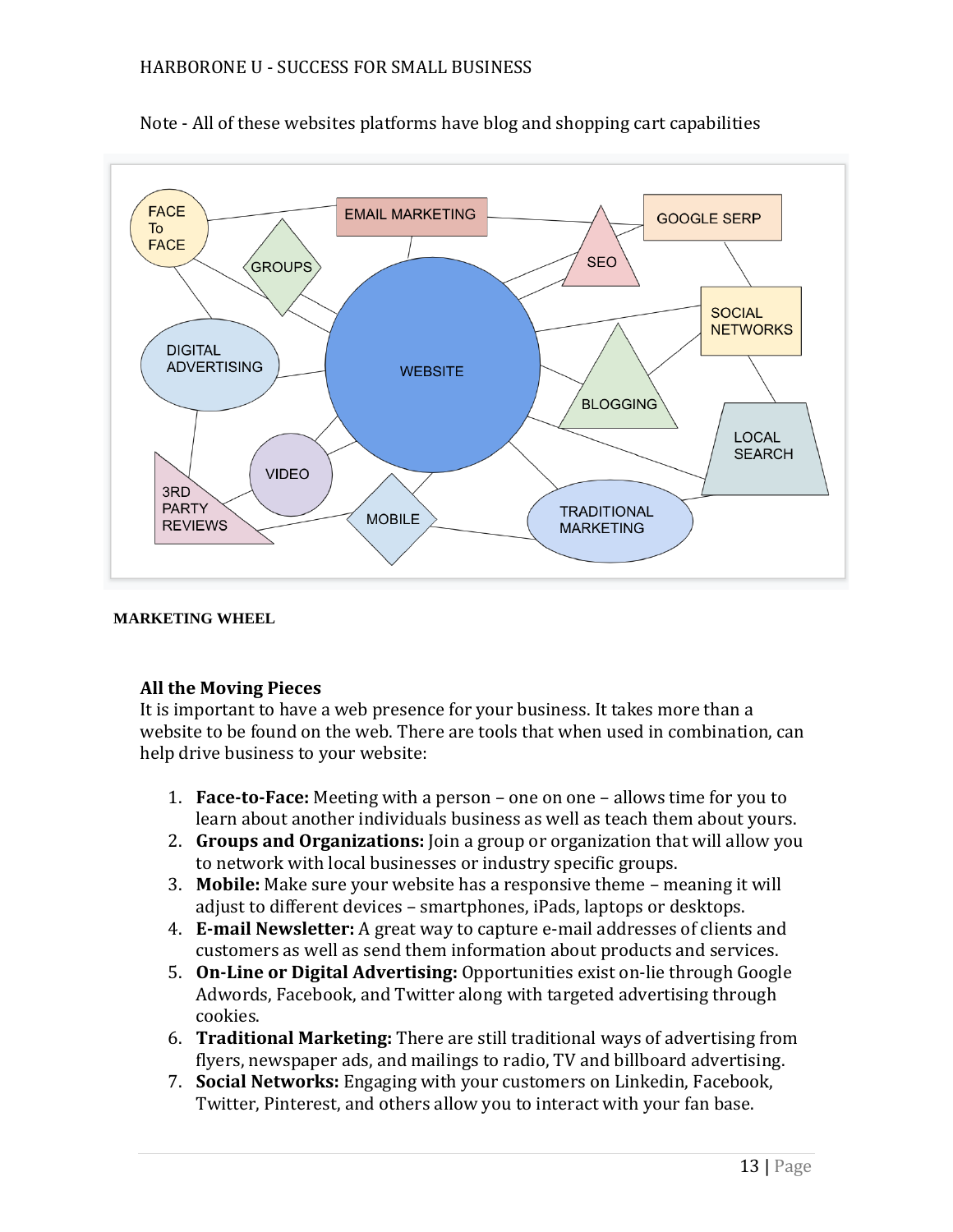Note - All of these websites platforms have blog and shopping cart capabilities

**MARKETING WHEEL**

### All the Moving Pieces

It is important to have a web presence for your business. It takes more than a website to be found on the web. There are tools that when used in combination, can help drive business to your website:

1. **Face-to-Face:** Meeting with a person – one on one – allows time for you to learn about another individuals business as well as teach them about yours.
2. **Groups and Organizations:** Join a group or organization that will allow you to network with local businesses or industry specific groups.
3. **Mobile:** Make sure your website has a responsive theme – meaning it will adjust to different devices – smartphones, iPads, laptops or desktops.
4. **E-mail Newsletter:** A great way to capture e-mail addresses of clients and customers as well as send them information about products and services.
5. **On-Line or Digital Advertising:** Opportunities exist on-lie through Google Adwords, Facebook, and Twitter along with targeted advertising through cookies.
6. **Traditional Marketing:** There are still traditional ways of advertising from flyers, newspaper ads, and mailings to radio, TV and billboard advertising.
7. **Social Networks:** Engaging with your customers on Linkedin, Facebook, Twitter, Pinterest, and others allow you to interact with your fan base.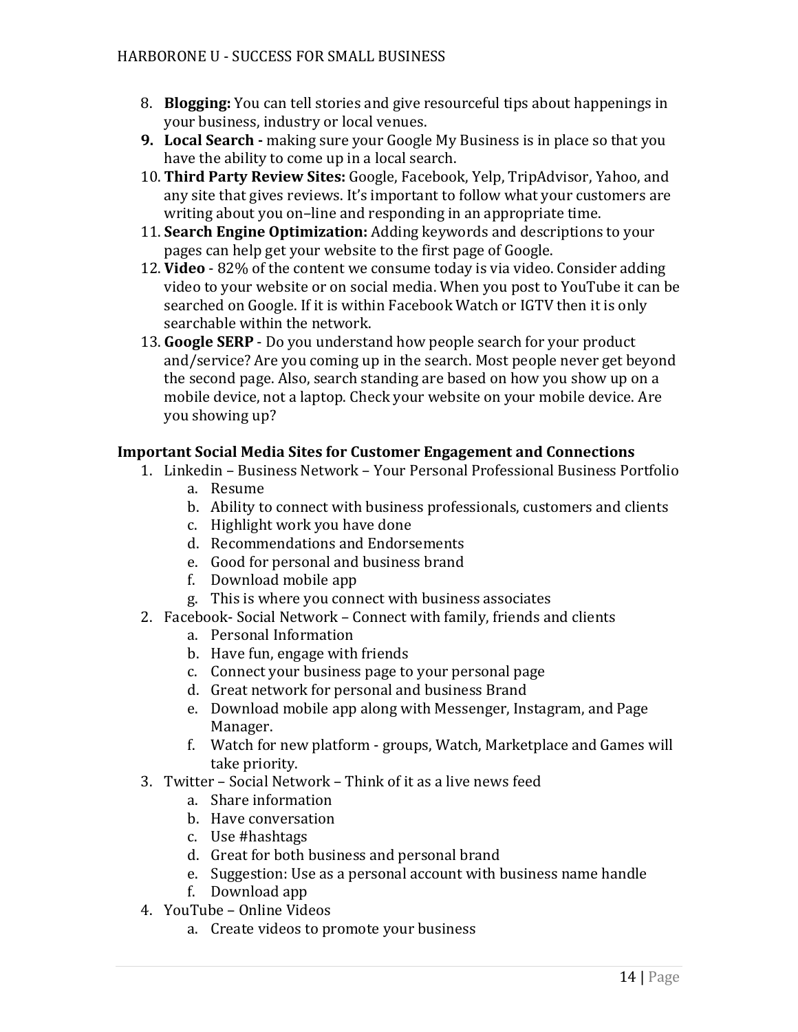8. **Blogging:** You can tell stories and give resourceful tips about happenings in your business, industry or local venues.
9. **Local Search -** making sure your Google My Business is in place so that you have the ability to come up in a local search.
10. **Third Party Review Sites:** Google, Facebook, Yelp, TripAdvisor, Yahoo, and any site that gives reviews. It's important to follow what your customers are writing about you on–line and responding in an appropriate time.
11. **Search Engine Optimization:** Adding keywords and descriptions to your pages can help get your website to the first page of Google.
12. **Video** - 82% of the content we consume today is via video. Consider adding video to your website or on social media. When you post to YouTube it can be searched on Google. If it is within Facebook Watch or IGTV then it is only searchable within the network.
13. **Google SERP** - Do you understand how people search for your product and/service? Are you coming up in the search. Most people never get beyond the second page. Also, search standing are based on how you show up on a mobile device, not a laptop. Check your website on your mobile device. Are you showing up?

**Important Social Media Sites for Customer Engagement and Connections**

1. Linkedin – Business Network – Your Personal Professional Business Portfolio
   a. Resume
   b. Ability to connect with business professionals, customers and clients
   c. Highlight work you have done
   d. Recommendations and Endorsements
   e. Good for personal and business brand
   f. Download mobile app
   g. This is where you connect with business associates
2. Facebook- Social Network – Connect with family, friends and clients
   a. Personal Information
   b. Have fun, engage with friends
   c. Connect your business page to your personal page
   d. Great network for personal and business Brand
   e. Download mobile app along with Messenger, Instagram, and Page Manager.
   f. Watch for new platform - groups, Watch, Marketplace and Games will take priority.
3. Twitter – Social Network – Think of it as a live news feed
   a. Share information
   b. Have conversation
   c. Use #hashtags
   d. Great for both business and personal brand
   e. Suggestion: Use as a personal account with business name handle
   f. Download app
4. YouTube – Online Videos
   a. Create videos to promote your business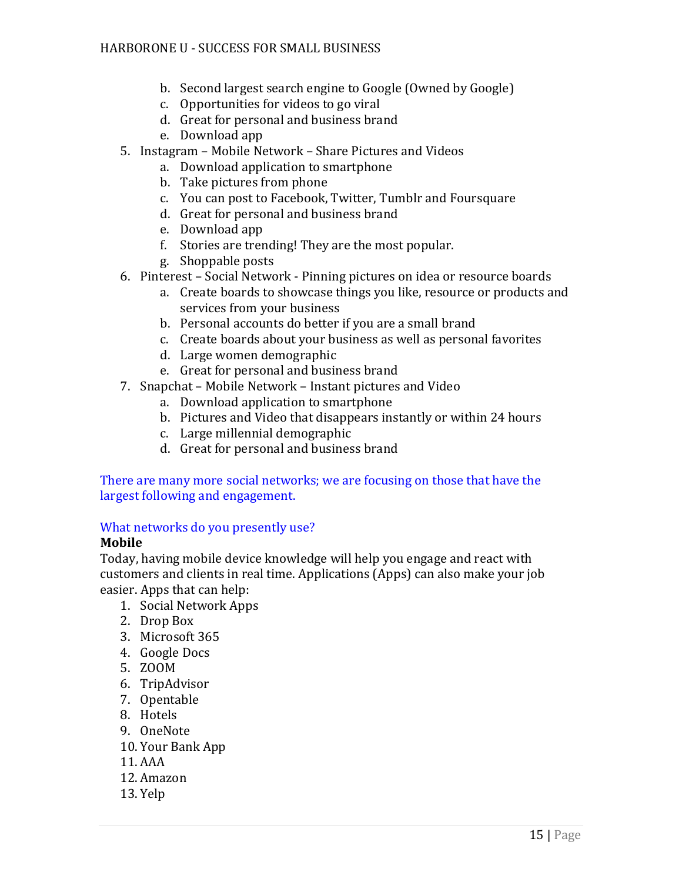b. Second largest search engine to Google (Owned by Google)
   c. Opportunities for videos to go viral
   d. Great for personal and business brand
   e. Download app

5. Instagram – Mobile Network – Share Pictures and Videos
   a. Download application to smartphone
   b. Take pictures from phone
   c. You can post to Facebook, Twitter, Tumblr and Foursquare
   d. Great for personal and business brand
   e. Download app
   f. Stories are trending! They are the most popular.
   g. Shoppable posts
6. Pinterest – Social Network - Pinning pictures on idea or resource boards
   a. Create boards to showcase things you like, resource or products and services from your business
   b. Personal accounts do better if you are a small brand
   c. Create boards about your business as well as personal favorites
   d. Large women demographic
   e. Great for personal and business brand
7. Snapchat – Mobile Network – Instant pictures and Video
   a. Download application to smartphone
   b. Pictures and Video that disappears instantly or within 24 hours
   c. Large millennial demographic
   d. Great for personal and business brand

There are many more social networks; we are focusing on those that have the largest following and engagement.

What networks do you presently use?

**Mobile**

Today, having mobile device knowledge will help you engage and react with customers and clients in real time. Applications (Apps) can also make your job easier. Apps that can help:

1. Social Network Apps
2. Drop Box
3. Microsoft 365
4. Google Docs
5. ZOOM
6. TripAdvisor
7. Opentable
8. Hotels
9. OneNote
10. Your Bank App
11. AAA
12. Amazon
13. Yelp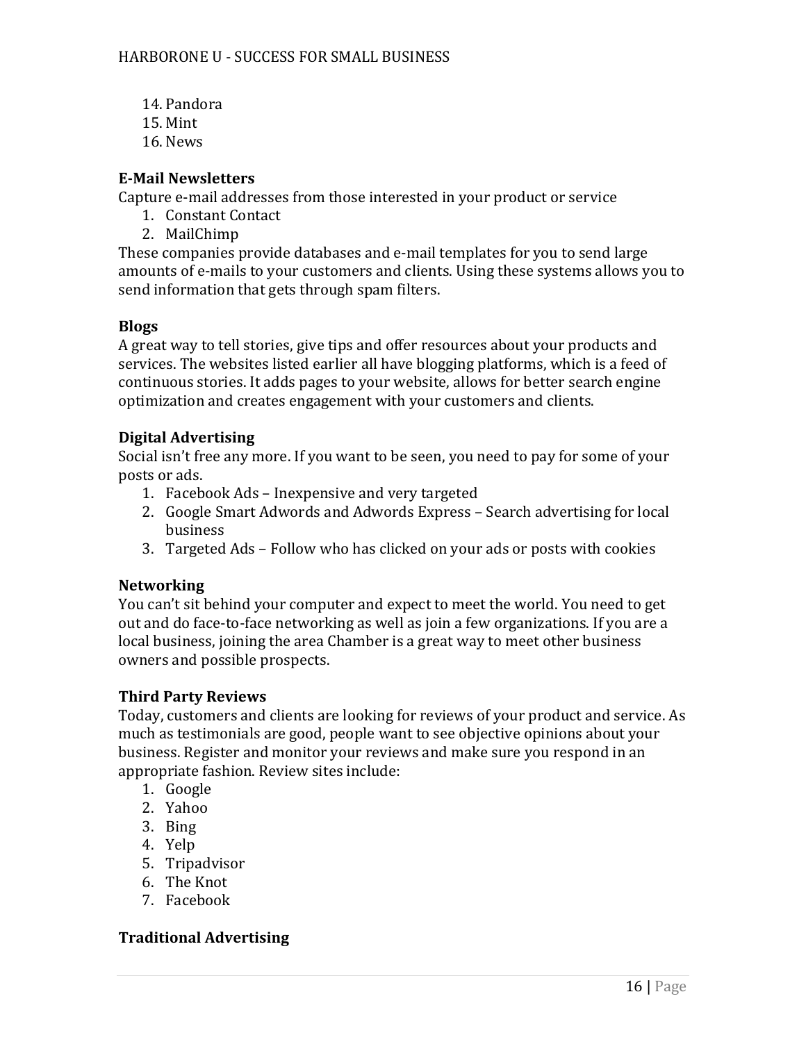14. Pandora
15. Mint
16. News

**E-Mail Newsletters**

Capture e-mail addresses from those interested in your product or service

1. Constant Contact
2. MailChimp

These companies provide databases and e-mail templates for you to send large amounts of e-mails to your customers and clients. Using these systems allows you to send information that gets through spam filters.

**Blogs**

A great way to tell stories, give tips and offer resources about your products and services. The websites listed earlier all have blogging platforms, which is a feed of continuous stories. It adds pages to your website, allows for better search engine optimization and creates engagement with your customers and clients.

**Digital Advertising**

Social isn't free any more. If you want to be seen, you need to pay for some of your posts or ads.

1. Facebook Ads – Inexpensive and very targeted
2. Google Smart Adwords and Adwords Express – Search advertising for local business
3. Targeted Ads – Follow who has clicked on your ads or posts with cookies

**Networking**

You can't sit behind your computer and expect to meet the world. You need to get out and do face-to-face networking as well as join a few organizations. If you are a local business, joining the area Chamber is a great way to meet other business owners and possible prospects.

**Third Party Reviews**

Today, customers and clients are looking for reviews of your product and service. As much as testimonials are good, people want to see objective opinions about your business. Register and monitor your reviews and make sure you respond in an appropriate fashion. Review sites include:

1. Google
2. Yahoo
3. Bing
4. Yelp
5. Tripadvisor
6. The Knot
7. Facebook

**Traditional Advertising**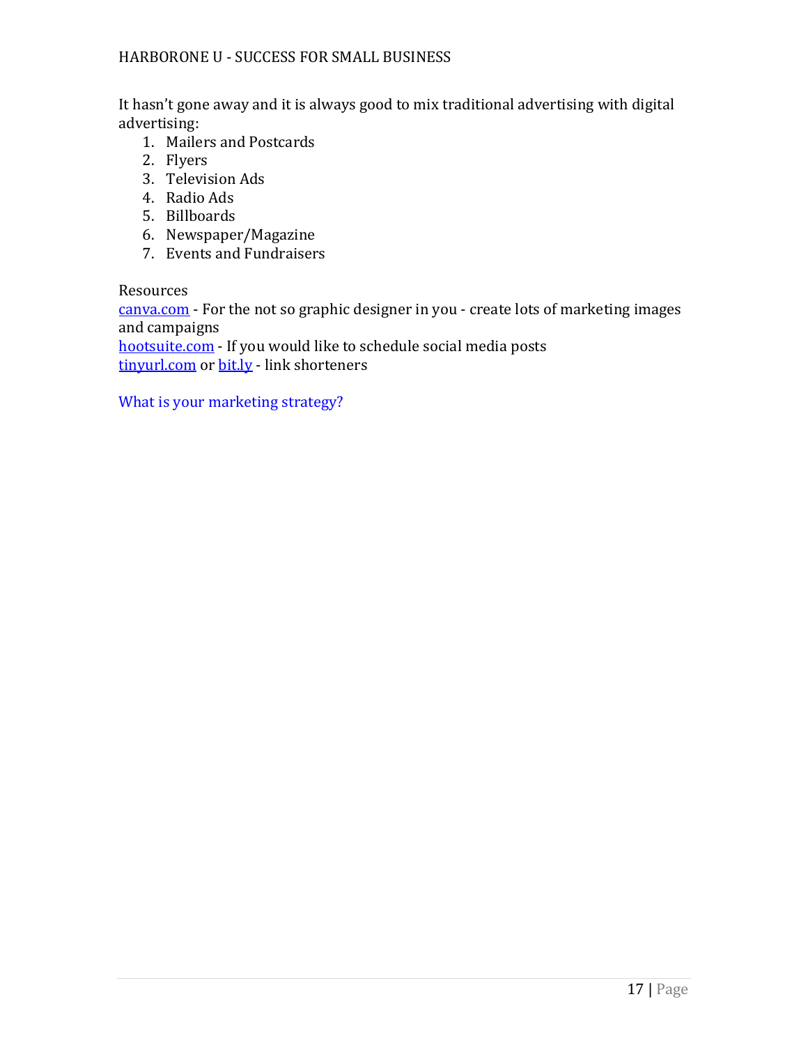It hasn't gone away and it is always good to mix traditional advertising with digital advertising:

1. Mailers and Postcards
2. Flyers
3. Television Ads
4. Radio Ads
5. Billboards
6. Newspaper/Magazine
7. Events and Fundraisers

Resources

[canva.com](canva.com) - For the not so graphic designer in you - create lots of marketing images and campaigns
[hootsuite.com](hootsuite.com) - If you would like to schedule social media posts
[tinyurl.com](tinyurl.com) or [bit.ly](bit.ly) - link shorteners

What is your marketing strategy?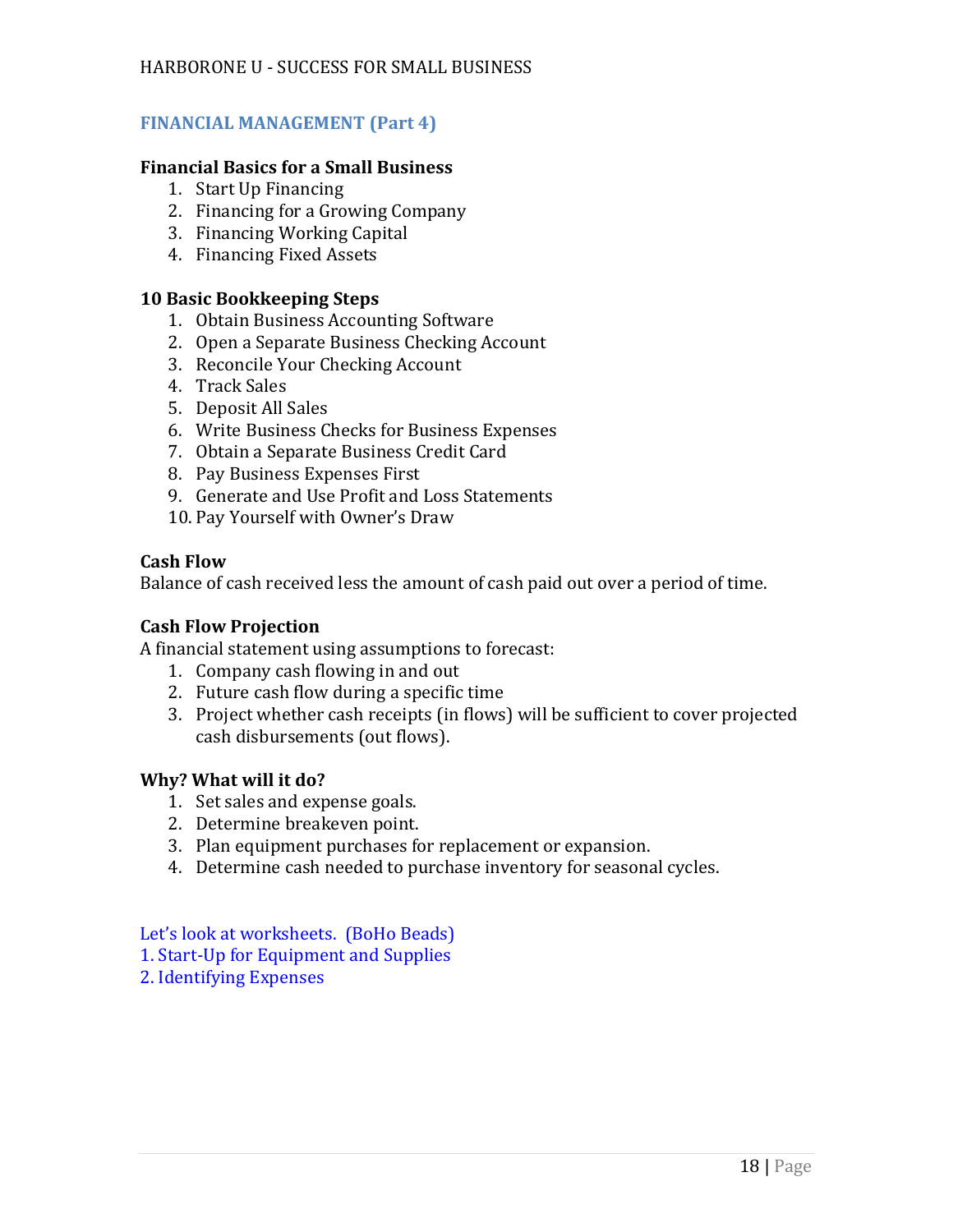## FINANCIAL MANAGEMENT (Part 4)

**Financial Basics for a Small Business**

1. Start Up Financing
2. Financing for a Growing Company
3. Financing Working Capital
4. Financing Fixed Assets

**10 Basic Bookkeeping Steps**

1. Obtain Business Accounting Software
2. Open a Separate Business Checking Account
3. Reconcile Your Checking Account
4. Track Sales
5. Deposit All Sales
6. Write Business Checks for Business Expenses
7. Obtain a Separate Business Credit Card
8. Pay Business Expenses First
9. Generate and Use Profit and Loss Statements
10. Pay Yourself with Owner's Draw

**Cash Flow**

Balance of cash received less the amount of cash paid out over a period of time.

**Cash Flow Projection**

A financial statement using assumptions to forecast:

1. Company cash flowing in and out
2. Future cash flow during a specific time
3. Project whether cash receipts (in flows) will be sufficient to cover projected cash disbursements (out flows).

**Why? What will it do?**

1. Set sales and expense goals.
2. Determine breakeven point.
3. Plan equipment purchases for replacement or expansion.
4. Determine cash needed to purchase inventory for seasonal cycles.

Let's look at worksheets. (BoHo Beads)
1. Start-Up for Equipment and Supplies
2. Identifying Expenses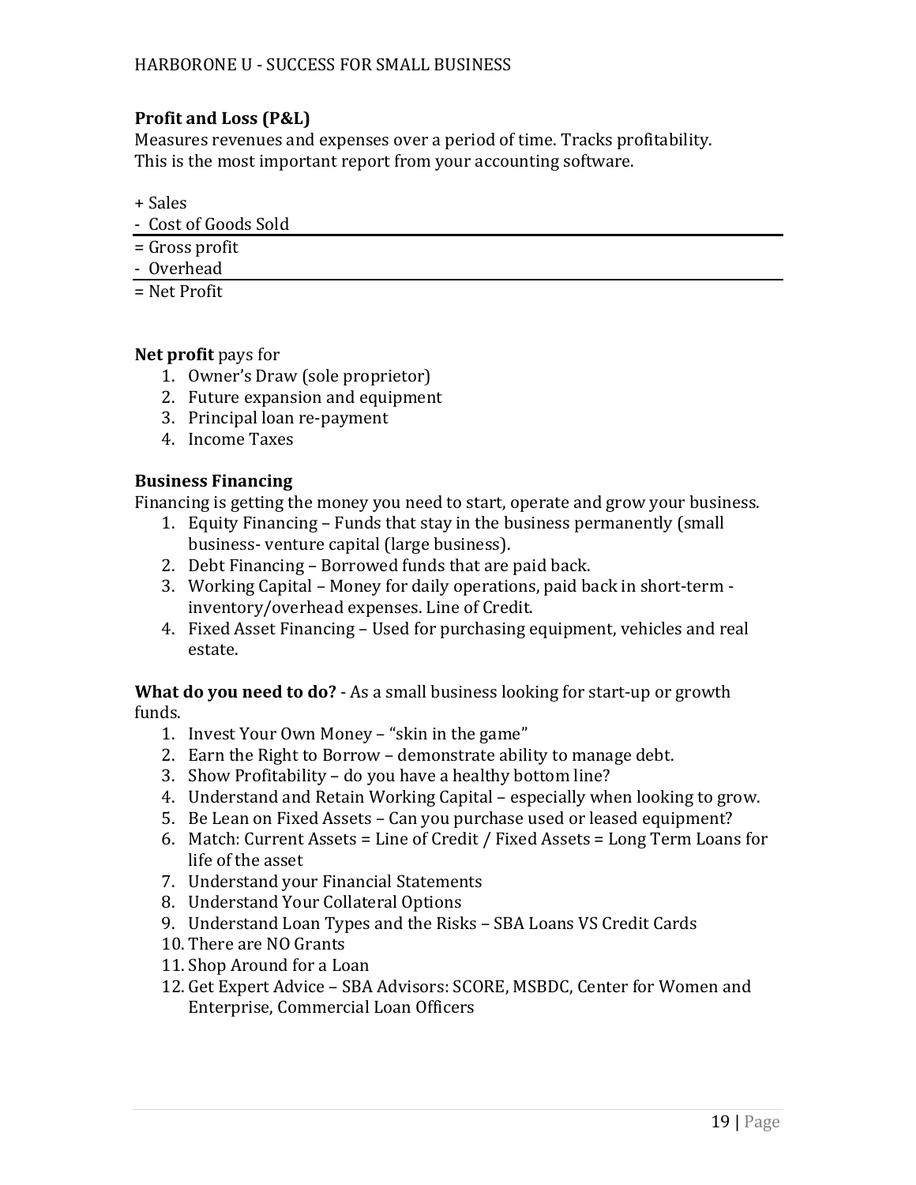**Profit and Loss (P&L)**
Measures revenues and expenses over a period of time. Tracks profitability.
This is the most important report from your accounting software.

+ Sales
- Cost of Goods Sold

= Gross profit
- Overhead

= Net Profit

**Net profit** pays for

1. Owner's Draw (sole proprietor)
2. Future expansion and equipment
3. Principal loan re-payment
4. Income Taxes

**Business Financing**
Financing is getting the money you need to start, operate and grow your business.

1. Equity Financing – Funds that stay in the business permanently (small business- venture capital (large business).
2. Debt Financing – Borrowed funds that are paid back.
3. Working Capital – Money for daily operations, paid back in short-term - inventory/overhead expenses. Line of Credit.
4. Fixed Asset Financing – Used for purchasing equipment, vehicles and real estate.

**What do you need to do?** - As a small business looking for start-up or growth funds.

1. Invest Your Own Money – "skin in the game"
2. Earn the Right to Borrow – demonstrate ability to manage debt.
3. Show Profitability – do you have a healthy bottom line?
4. Understand and Retain Working Capital – especially when looking to grow.
5. Be Lean on Fixed Assets – Can you purchase used or leased equipment?
6. Match: Current Assets = Line of Credit / Fixed Assets = Long Term Loans for life of the asset
7. Understand your Financial Statements
8. Understand Your Collateral Options
9. Understand Loan Types and the Risks – SBA Loans VS Credit Cards
10. There are NO Grants
11. Shop Around for a Loan
12. Get Expert Advice – SBA Advisors: SCORE, MSBDC, Center for Women and Enterprise, Commercial Loan Officers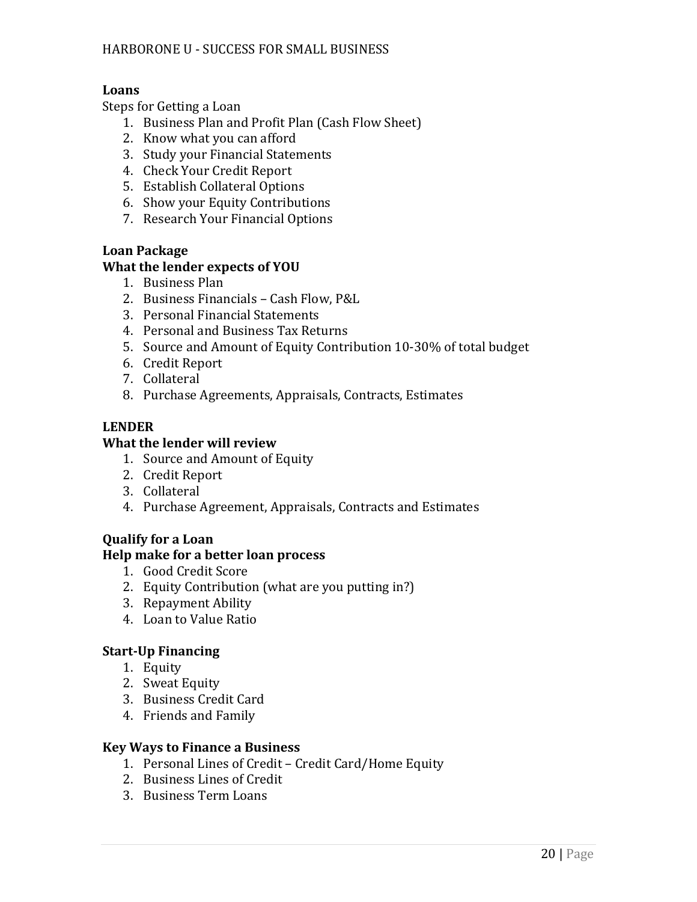**Loans**

Steps for Getting a Loan

1. Business Plan and Profit Plan (Cash Flow Sheet)
2. Know what you can afford
3. Study your Financial Statements
4. Check Your Credit Report
5. Establish Collateral Options
6. Show your Equity Contributions
7. Research Your Financial Options

**Loan Package**

**What the lender expects of YOU**

1. Business Plan
2. Business Financials – Cash Flow, P&L
3. Personal Financial Statements
4. Personal and Business Tax Returns
5. Source and Amount of Equity Contribution 10-30% of total budget
6. Credit Report
7. Collateral
8. Purchase Agreements, Appraisals, Contracts, Estimates

**LENDER**

**What the lender will review**

1. Source and Amount of Equity
2. Credit Report
3. Collateral
4. Purchase Agreement, Appraisals, Contracts and Estimates

**Qualify for a Loan**

**Help make for a better loan process**

1. Good Credit Score
2. Equity Contribution (what are you putting in?)
3. Repayment Ability
4. Loan to Value Ratio

**Start-Up Financing**

1. Equity
2. Sweat Equity
3. Business Credit Card
4. Friends and Family

**Key Ways to Finance a Business**

1. Personal Lines of Credit – Credit Card/Home Equity
2. Business Lines of Credit
3. Business Term Loans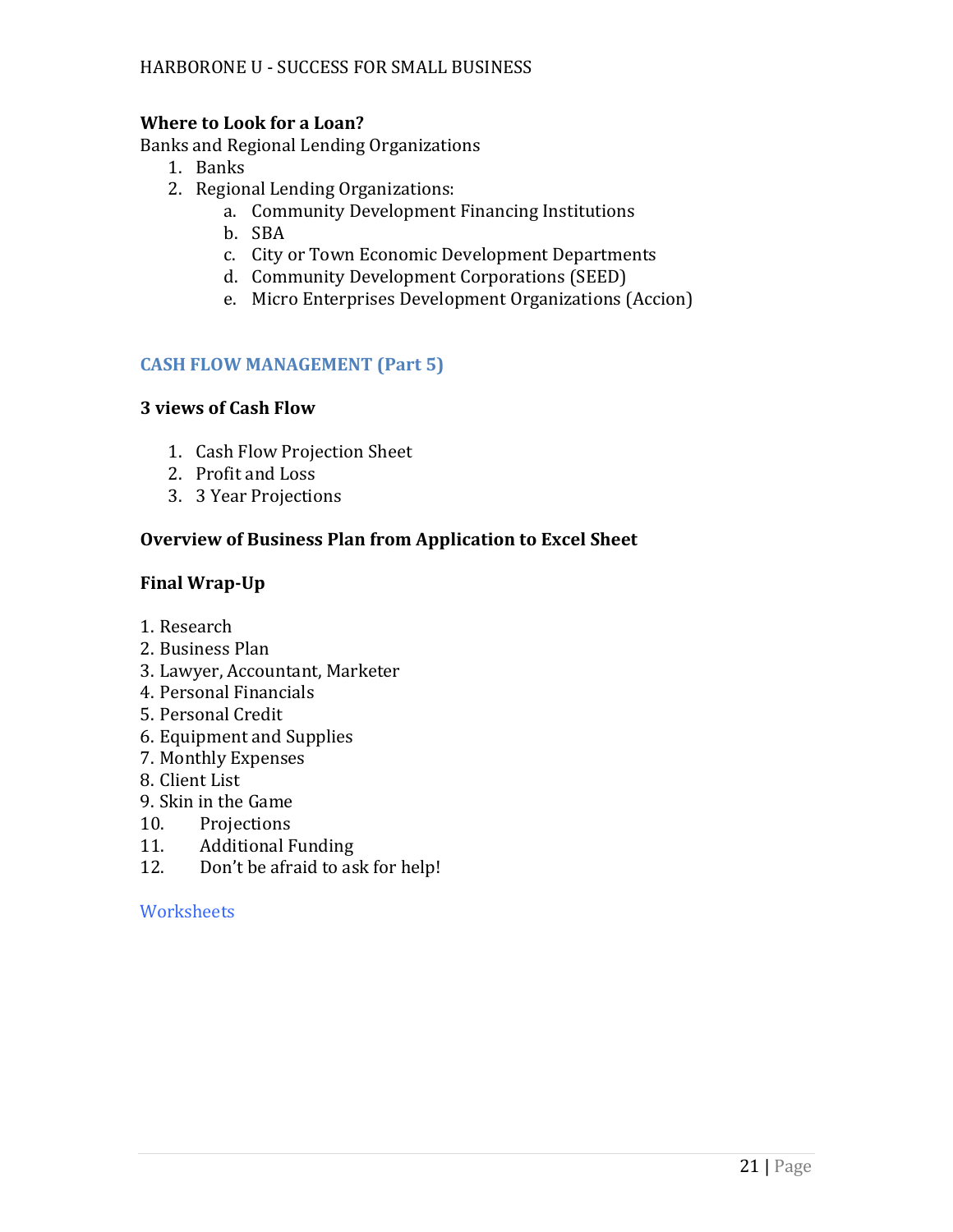**Where to Look for a Loan?**

Banks and Regional Lending Organizations

1. Banks
2. Regional Lending Organizations:
    a. Community Development Financing Institutions
    b. SBA
    c. City or Town Economic Development Departments
    d. Community Development Corporations (SEED)
    e. Micro Enterprises Development Organizations (Accion)

## CASH FLOW MANAGEMENT (Part 5)

**3 views of Cash Flow**

1. Cash Flow Projection Sheet
2. Profit and Loss
3. 3 Year Projections

**Overview of Business Plan from Application to Excel Sheet**

**Final Wrap-Up**

1. Research
2. Business Plan
3. Lawyer, Accountant, Marketer
4. Personal Financials
5. Personal Credit
6. Equipment and Supplies
7. Monthly Expenses
8. Client List
9. Skin in the Game
10. Projections
11. Additional Funding
12. Don't be afraid to ask for help!

Worksheets